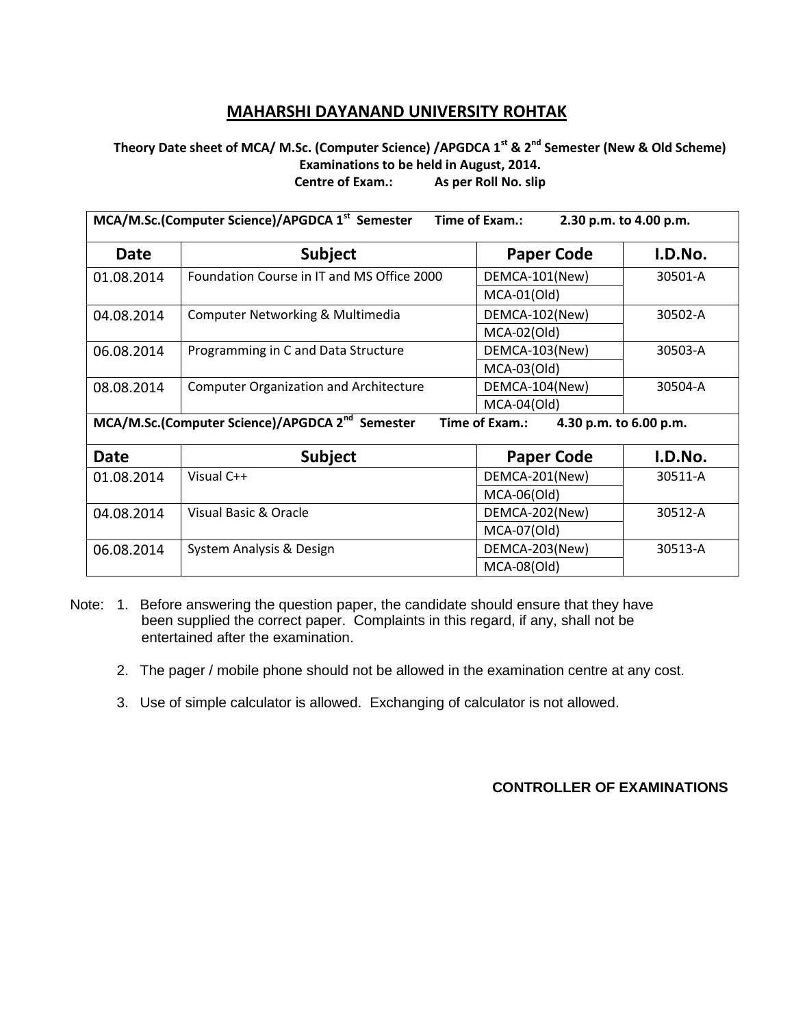# MAHARSHI DAYANAND UNIVERSITY ROHTAK

**Theory Date sheet of MCA/ M.Sc. (Computer Science) /APGDCA 1st & 2nd Semester (New & Old Scheme) Examinations to be held in August, 2014.**

**Centre of Exam.: As per Roll No. slip**

| MCA/M.Sc.(Computer Science)/APGDCA 1st Semester | Time of Exam.: 2.30 p.m. to 4.00 p.m. | | |
|---|---|---|---|
| **Date** | **Subject** | **Paper Code** | **I.D.No.** |
| 01.08.2014 | Foundation Course in IT and MS Office 2000 | DEMCA-101(New) | 30501-A |
| | | MCA-01(Old) | |
| 04.08.2014 | Computer Networking & Multimedia | DEMCA-102(New) | 30502-A |
| | | MCA-02(Old) | |
| 06.08.2014 | Programming in C and Data Structure | DEMCA-103(New) | 30503-A |
| | | MCA-03(Old) | |
| 08.08.2014 | Computer Organization and Architecture | DEMCA-104(New) | 30504-A |
| | | MCA-04(Old) | |
| **MCA/M.Sc.(Computer Science)/APGDCA 2nd Semester** | **Time of Exam.: 4.30 p.m. to 6.00 p.m.** | | |
| **Date** | **Subject** | **Paper Code** | **I.D.No.** |
| 01.08.2014 | Visual C++ | DEMCA-201(New) | 30511-A |
| | | MCA-06(Old) | |
| 04.08.2014 | Visual Basic & Oracle | DEMCA-202(New) | 30512-A |
| | | MCA-07(Old) | |
| 06.08.2014 | System Analysis & Design | DEMCA-203(New) | 30513-A |
| | | MCA-08(Old) | |

Note:

1. Before answering the question paper, the candidate should ensure that they have been supplied the correct paper. Complaints in this regard, if any, shall not be entertained after the examination.
2. The pager / mobile phone should not be allowed in the examination centre at any cost.
3. Use of simple calculator is allowed. Exchanging of calculator is not allowed.

**CONTROLLER OF EXAMINATIONS**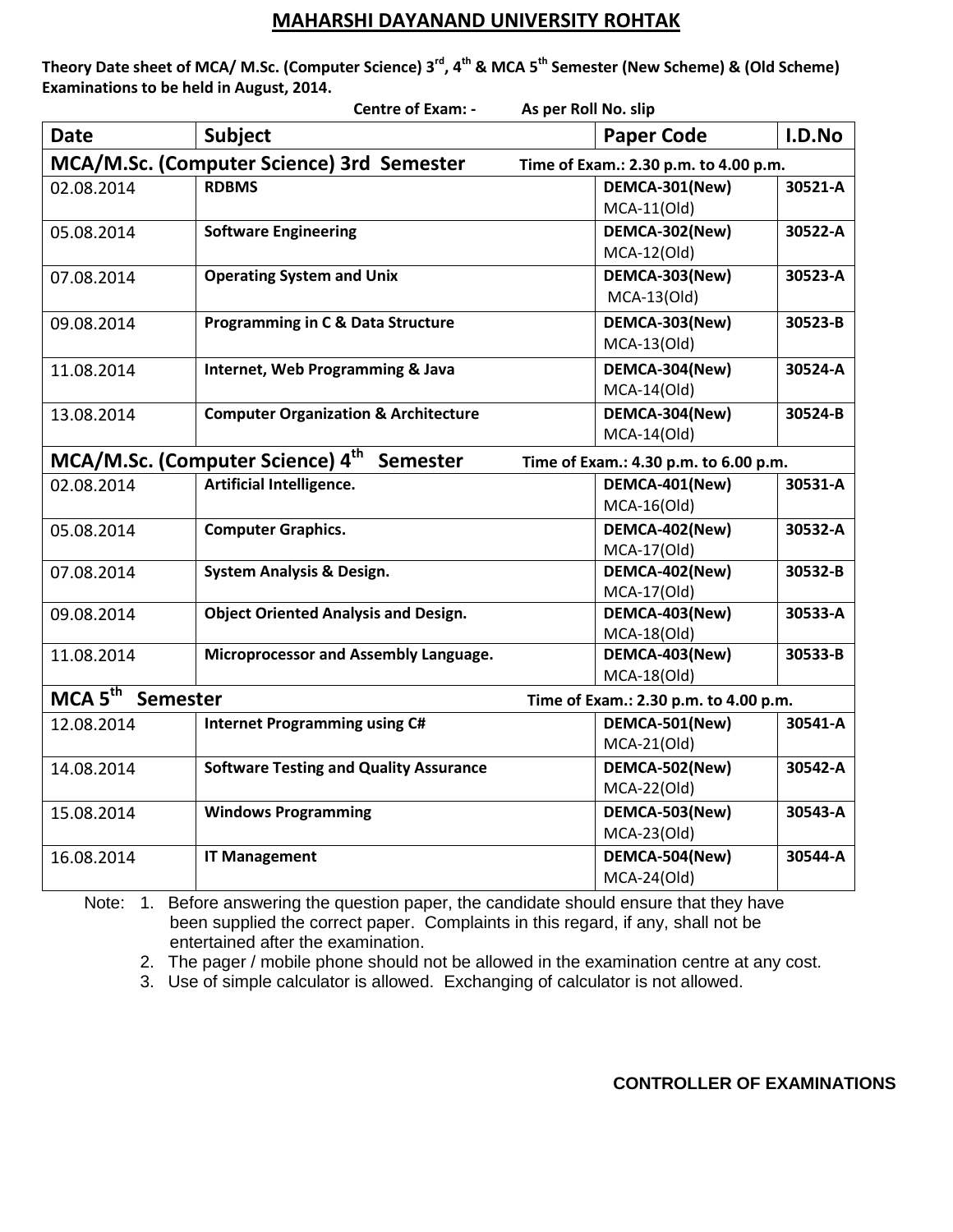# MAHARSHI DAYANAND UNIVERSITY ROHTAK

**Theory Date sheet of MCA/ M.Sc. (Computer Science) 3rd, 4th & MCA 5th Semester (New Scheme) & (Old Scheme) Examinations to be held in August, 2014.**

**Centre of Exam: - As per Roll No. slip**

| Date | Subject | Paper Code | I.D.No |
|---|---|---|---|
| **MCA/M.Sc. (Computer Science) 3rd Semester** | | **Time of Exam.: 2.30 p.m. to 4.00 p.m.** | |
| 02.08.2014 | **RDBMS** | **DEMCA-301(New)** MCA-11(Old) | **30521-A** |
| 05.08.2014 | **Software Engineering** | **DEMCA-302(New)** MCA-12(Old) | **30522-A** |
| 07.08.2014 | **Operating System and Unix** | **DEMCA-303(New)** MCA-13(Old) | **30523-A** |
| 09.08.2014 | **Programming in C & Data Structure** | **DEMCA-303(New)** MCA-13(Old) | **30523-B** |
| 11.08.2014 | **Internet, Web Programming & Java** | **DEMCA-304(New)** MCA-14(Old) | **30524-A** |
| 13.08.2014 | **Computer Organization & Architecture** | **DEMCA-304(New)** MCA-14(Old) | **30524-B** |
| **MCA/M.Sc. (Computer Science) 4th Semester** | | **Time of Exam.: 4.30 p.m. to 6.00 p.m.** | |
| 02.08.2014 | **Artificial Intelligence.** | **DEMCA-401(New)** MCA-16(Old) | **30531-A** |
| 05.08.2014 | **Computer Graphics.** | **DEMCA-402(New)** MCA-17(Old) | **30532-A** |
| 07.08.2014 | **System Analysis & Design.** | **DEMCA-402(New)** MCA-17(Old) | **30532-B** |
| 09.08.2014 | **Object Oriented Analysis and Design.** | **DEMCA-403(New)** MCA-18(Old) | **30533-A** |
| 11.08.2014 | **Microprocessor and Assembly Language.** | **DEMCA-403(New)** MCA-18(Old) | **30533-B** |
| **MCA 5th Semester** | | **Time of Exam.: 2.30 p.m. to 4.00 p.m.** | |
| 12.08.2014 | **Internet Programming using C#** | **DEMCA-501(New)** MCA-21(Old) | **30541-A** |
| 14.08.2014 | **Software Testing and Quality Assurance** | **DEMCA-502(New)** MCA-22(Old) | **30542-A** |
| 15.08.2014 | **Windows Programming** | **DEMCA-503(New)** MCA-23(Old) | **30543-A** |
| 16.08.2014 | **IT Management** | **DEMCA-504(New)** MCA-24(Old) | **30544-A** |

Note:
1. Before answering the question paper, the candidate should ensure that they have been supplied the correct paper. Complaints in this regard, if any, shall not be entertained after the examination.
2. The pager / mobile phone should not be allowed in the examination centre at any cost.
3. Use of simple calculator is allowed. Exchanging of calculator is not allowed.

**CONTROLLER OF EXAMINATIONS**